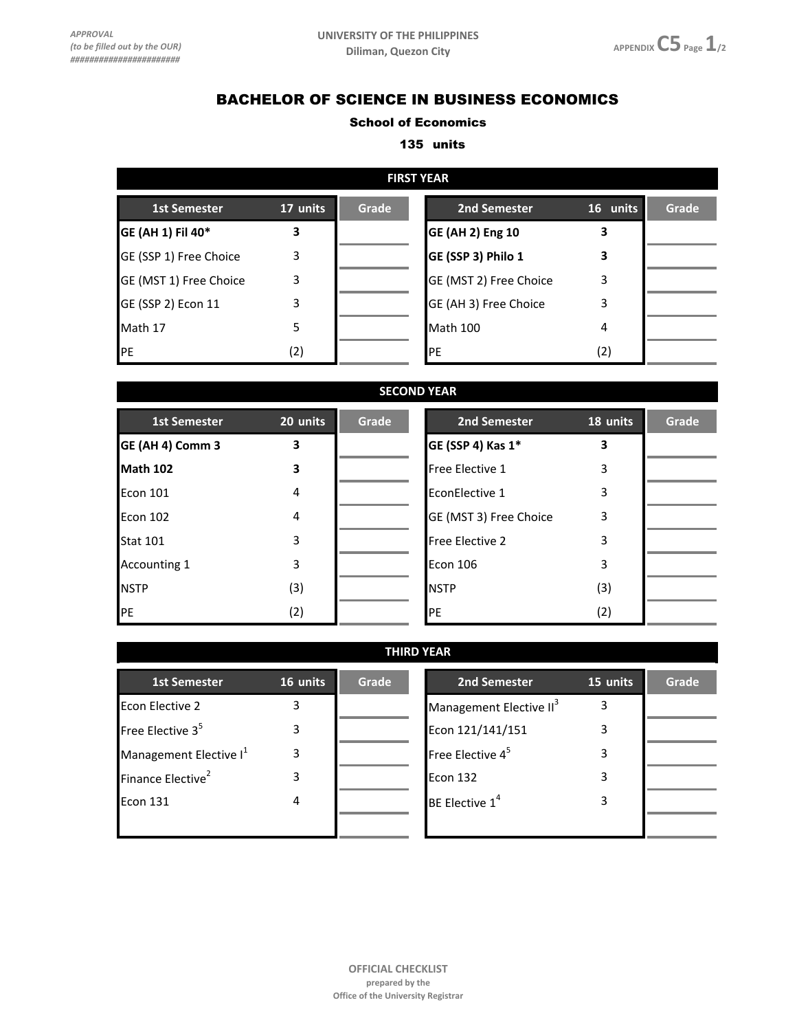APPROVAL
(to be filled out by the OUR)
########################

UNIVERSITY OF THE PHILIPPINES
Diliman, Quezon City

APPENDIX C5 Page 1/2

# BACHELOR OF SCIENCE IN BUSINESS ECONOMICS

### School of Economics

### 135 units

## FIRST YEAR

| 1st Semester | 17 units | Grade | 2nd Semester | 16 units | Grade |
|---|---|---|---|---|---|
| **GE (AH 1) Fil 40*** | **3** | | **GE (AH 2) Eng 10** | **3** | |
| GE (SSP 1) Free Choice | 3 | | **GE (SSP 3) Philo 1** | **3** | |
| GE (MST 1) Free Choice | 3 | | GE (MST 2) Free Choice | 3 | |
| GE (SSP 2) Econ 11 | 3 | | GE (AH 3) Free Choice | 3 | |
| Math 17 | 5 | | Math 100 | 4 | |
| PE | (2) | | PE | (2) | |

## SECOND YEAR

| 1st Semester | 20 units | Grade | 2nd Semester | 18 units | Grade |
|---|---|---|---|---|---|
| **GE (AH 4) Comm 3** | **3** | | **GE (SSP 4) Kas 1*** | **3** | |
| **Math 102** | **3** | | Free Elective 1 | 3 | |
| Econ 101 | 4 | | EconElective 1 | 3 | |
| Econ 102 | 4 | | GE (MST 3) Free Choice | 3 | |
| Stat 101 | 3 | | Free Elective 2 | 3 | |
| Accounting 1 | 3 | | Econ 106 | 3 | |
| NSTP | (3) | | NSTP | (3) | |
| PE | (2) | | PE | (2) | |

## THIRD YEAR

| 1st Semester | 16 units | Grade | 2nd Semester | 15 units | Grade |
|---|---|---|---|---|---|
| Econ Elective 2 | 3 | | Management Elective II[3] | 3 | |
| Free Elective 3[5] | 3 | | Econ 121/141/151 | 3 | |
| Management Elective I[1] | 3 | | Free Elective 4[5] | 3 | |
| Finance Elective[2] | 3 | | Econ 132 | 3 | |
| Econ 131 | 4 | | BE Elective 1[4] | 3 | |

OFFICIAL CHECKLIST
prepared by the
Office of the University Registrar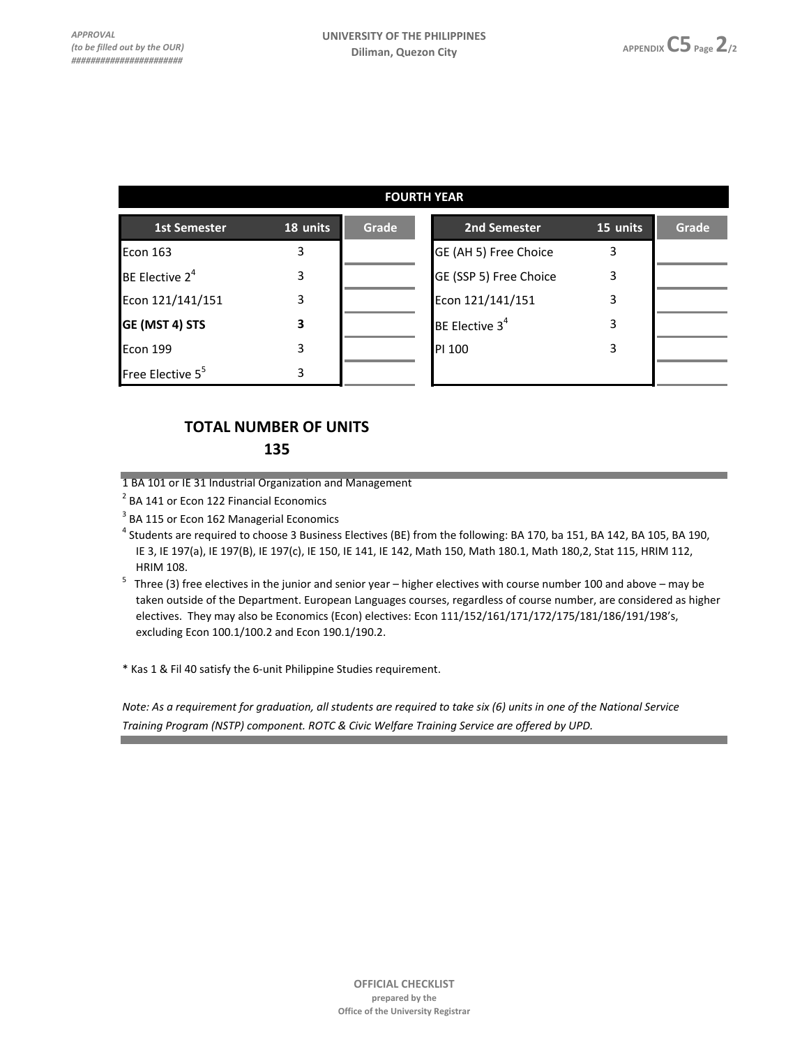## FOURTH YEAR

| 1st Semester | 18 units | Grade | 2nd Semester | 15 units | Grade |
|---|---|---|---|---|---|
| Econ 163 | 3 | | GE (AH 5) Free Choice | 3 | |
| BE Elective 2[4] | 3 | | GE (SSP 5) Free Choice | 3 | |
| Econ 121/141/151 | 3 | | Econ 121/141/151 | 3 | |
| **GE (MST 4) STS** | **3** | | BE Elective 3[4] | 3 | |
| Econ 199 | 3 | | PI 100 | 3 | |
| Free Elective 5[5] | 3 | | | | |

**TOTAL NUMBER OF UNITS**
**135**

1 BA 101 or IE 31 Industrial Organization and Management

[2] BA 141 or Econ 122 Financial Economics

[3] BA 115 or Econ 162 Managerial Economics

[4] Students are required to choose 3 Business Electives (BE) from the following: BA 170, ba 151, BA 142, BA 105, BA 190, IE 3, IE 197(a), IE 197(B), IE 197(c), IE 150, IE 141, IE 142, Math 150, Math 180.1, Math 180,2, Stat 115, HRIM 112, HRIM 108.

[5] Three (3) free electives in the junior and senior year – higher electives with course number 100 and above – may be taken outside of the Department. European Languages courses, regardless of course number, are considered as higher electives. They may also be Economics (Econ) electives: Econ 111/152/161/171/172/175/181/186/191/198's, excluding Econ 100.1/100.2 and Econ 190.1/190.2.

* Kas 1 & Fil 40 satisfy the 6-unit Philippine Studies requirement.

*Note: As a requirement for graduation, all students are required to take six (6) units in one of the National Service Training Program (NSTP) component. ROTC & Civic Welfare Training Service are offered by UPD.*

OFFICIAL CHECKLIST
prepared by the
Office of the University Registrar